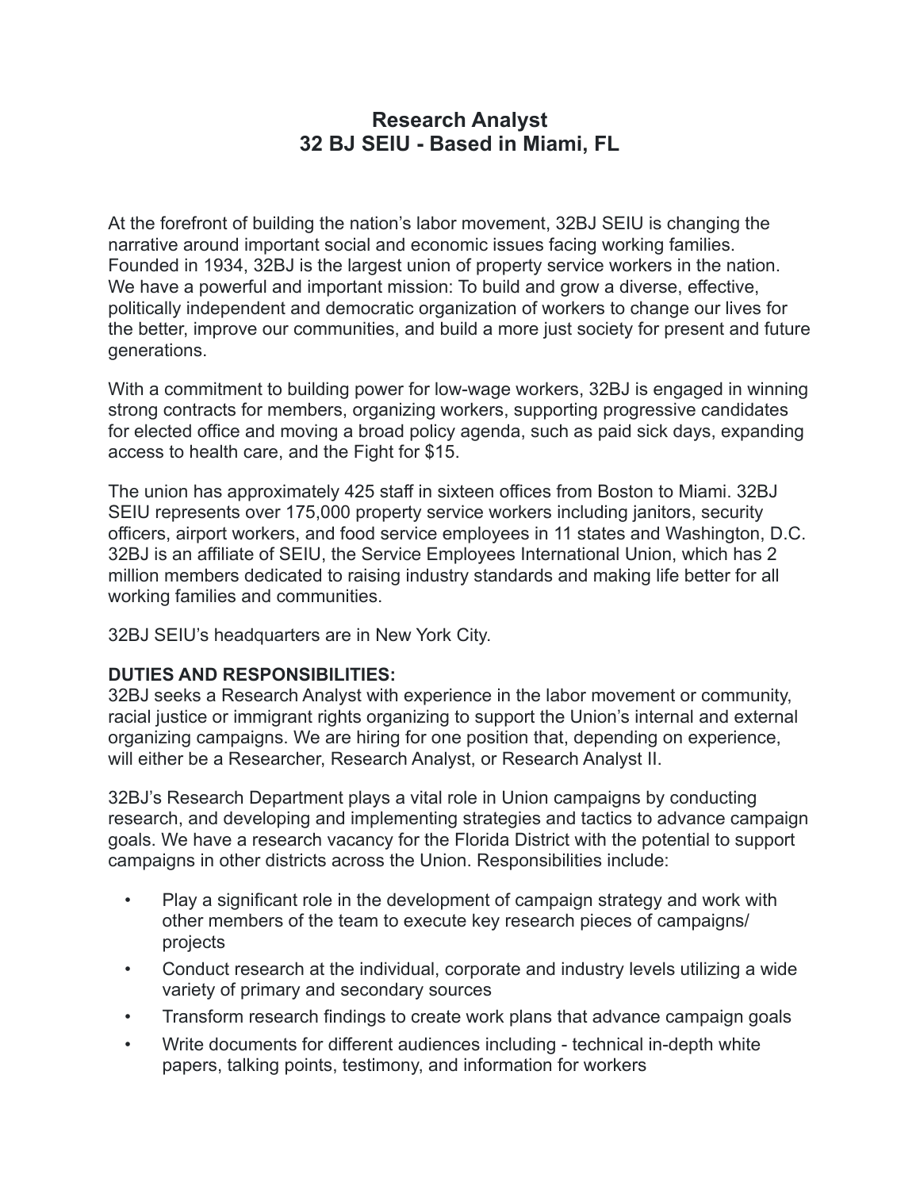# Research Analyst
# 32 BJ SEIU - Based in Miami, FL

At the forefront of building the nation's labor movement, 32BJ SEIU is changing the narrative around important social and economic issues facing working families. Founded in 1934, 32BJ is the largest union of property service workers in the nation. We have a powerful and important mission: To build and grow a diverse, effective, politically independent and democratic organization of workers to change our lives for the better, improve our communities, and build a more just society for present and future generations.

With a commitment to building power for low-wage workers, 32BJ is engaged in winning strong contracts for members, organizing workers, supporting progressive candidates for elected office and moving a broad policy agenda, such as paid sick days, expanding access to health care, and the Fight for $15.

The union has approximately 425 staff in sixteen offices from Boston to Miami. 32BJ SEIU represents over 175,000 property service workers including janitors, security officers, airport workers, and food service employees in 11 states and Washington, D.C. 32BJ is an affiliate of SEIU, the Service Employees International Union, which has 2 million members dedicated to raising industry standards and making life better for all working families and communities.

32BJ SEIU's headquarters are in New York City.

**DUTIES AND RESPONSIBILITIES:**

32BJ seeks a Research Analyst with experience in the labor movement or community, racial justice or immigrant rights organizing to support the Union's internal and external organizing campaigns. We are hiring for one position that, depending on experience, will either be a Researcher, Research Analyst, or Research Analyst II.

32BJ's Research Department plays a vital role in Union campaigns by conducting research, and developing and implementing strategies and tactics to advance campaign goals. We have a research vacancy for the Florida District with the potential to support campaigns in other districts across the Union. Responsibilities include:

- Play a significant role in the development of campaign strategy and work with other members of the team to execute key research pieces of campaigns/projects
- Conduct research at the individual, corporate and industry levels utilizing a wide variety of primary and secondary sources
- Transform research findings to create work plans that advance campaign goals
- Write documents for different audiences including - technical in-depth white papers, talking points, testimony, and information for workers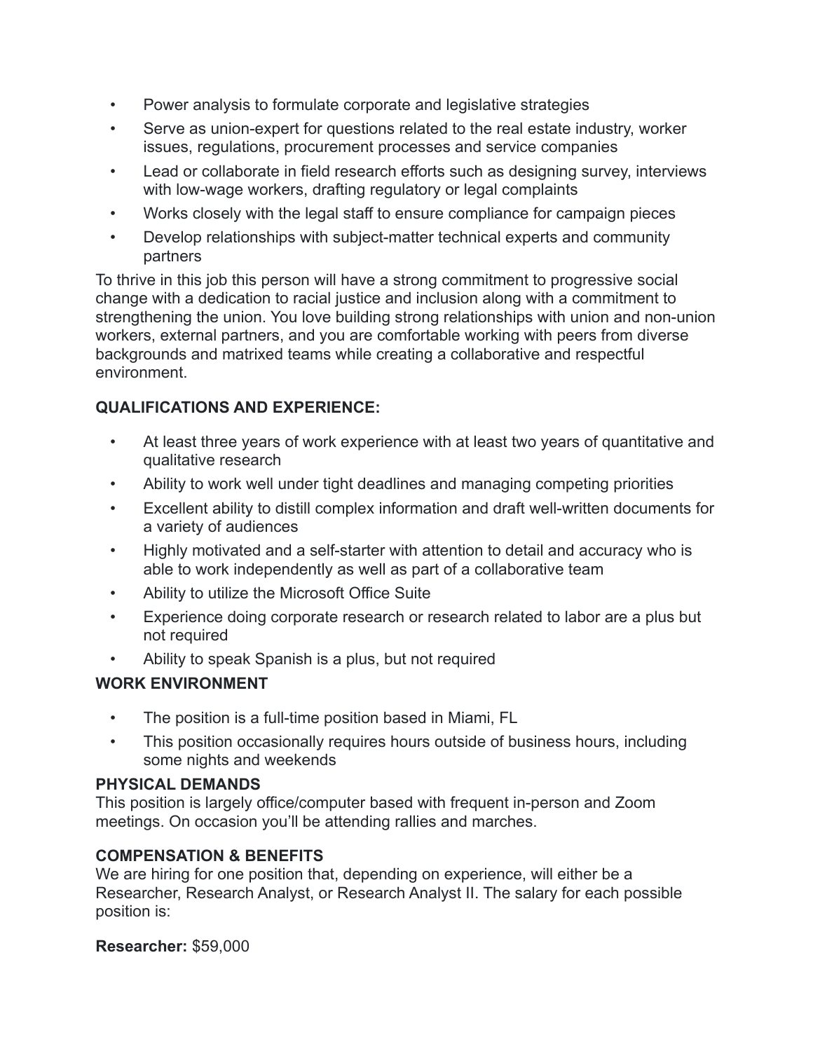- Power analysis to formulate corporate and legislative strategies
- Serve as union-expert for questions related to the real estate industry, worker issues, regulations, procurement processes and service companies
- Lead or collaborate in field research efforts such as designing survey, interviews with low-wage workers, drafting regulatory or legal complaints
- Works closely with the legal staff to ensure compliance for campaign pieces
- Develop relationships with subject-matter technical experts and community partners

To thrive in this job this person will have a strong commitment to progressive social change with a dedication to racial justice and inclusion along with a commitment to strengthening the union. You love building strong relationships with union and non-union workers, external partners, and you are comfortable working with peers from diverse backgrounds and matrixed teams while creating a collaborative and respectful environment.

**QUALIFICATIONS AND EXPERIENCE:**

- At least three years of work experience with at least two years of quantitative and qualitative research
- Ability to work well under tight deadlines and managing competing priorities
- Excellent ability to distill complex information and draft well-written documents for a variety of audiences
- Highly motivated and a self-starter with attention to detail and accuracy who is able to work independently as well as part of a collaborative team
- Ability to utilize the Microsoft Office Suite
- Experience doing corporate research or research related to labor are a plus but not required
- Ability to speak Spanish is a plus, but not required

**WORK ENVIRONMENT**

- The position is a full-time position based in Miami, FL
- This position occasionally requires hours outside of business hours, including some nights and weekends

**PHYSICAL DEMANDS**

This position is largely office/computer based with frequent in-person and Zoom meetings. On occasion you'll be attending rallies and marches.

**COMPENSATION & BENEFITS**

We are hiring for one position that, depending on experience, will either be a Researcher, Research Analyst, or Research Analyst II. The salary for each possible position is:

**Researcher:** $59,000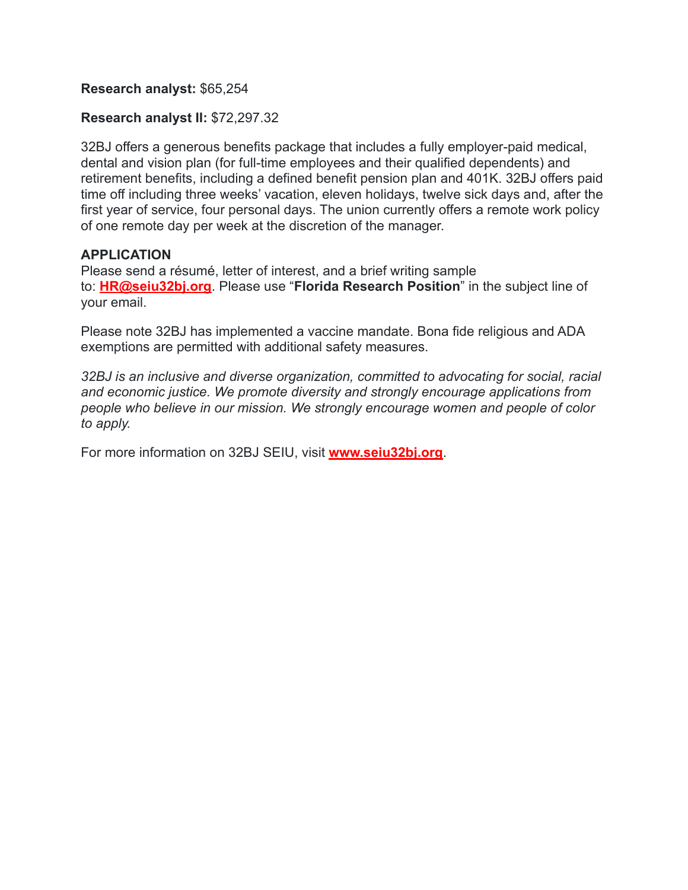**Research analyst:** $65,254

**Research analyst II:** $72,297.32

32BJ offers a generous benefits package that includes a fully employer-paid medical, dental and vision plan (for full-time employees and their qualified dependents) and retirement benefits, including a defined benefit pension plan and 401K. 32BJ offers paid time off including three weeks' vacation, eleven holidays, twelve sick days and, after the first year of service, four personal days. The union currently offers a remote work policy of one remote day per week at the discretion of the manager.

**APPLICATION**

Please send a résumé, letter of interest, and a brief writing sample to: **HR@seiu32bj.org**. Please use "**Florida Research Position**" in the subject line of your email.

Please note 32BJ has implemented a vaccine mandate. Bona fide religious and ADA exemptions are permitted with additional safety measures.

*32BJ is an inclusive and diverse organization, committed to advocating for social, racial and economic justice. We promote diversity and strongly encourage applications from people who believe in our mission. We strongly encourage women and people of color to apply.*

For more information on 32BJ SEIU, visit **www.seiu32bj.org**.